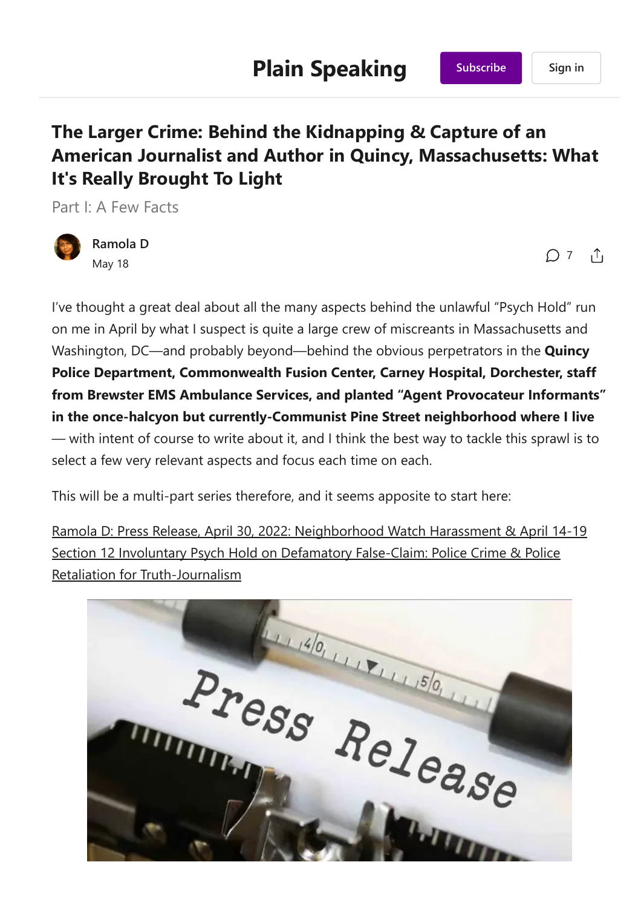# Plain Speaking

## The Larger Crime: Behind the Kidnapping & Capture of an American Journalist and Author in Quincy, Massachusetts: What It's Really Brought To Light

### Part I: A Few Facts

Ramola D
May 18

I've thought a great deal about all the many aspects behind the unlawful "Psych Hold" run on me in April by what I suspect is quite a large crew of miscreants in Massachusetts and Washington, DC—and probably beyond—behind the obvious perpetrators in the **Quincy Police Department, Commonwealth Fusion Center, Carney Hospital, Dorchester, staff from Brewster EMS Ambulance Services, and planted "Agent Provocateur Informants" in the once-halcyon but currently-Communist Pine Street neighborhood where I live** — with intent of course to write about it, and I think the best way to tackle this sprawl is to select a few very relevant aspects and focus each time on each.

This will be a multi-part series therefore, and it seems apposite to start here:

Ramola D: Press Release, April 30, 2022: Neighborhood Watch Harassment & April 14-19 Section 12 Involuntary Psych Hold on Defamatory False-Claim: Police Crime & Police Retaliation for Truth-Journalism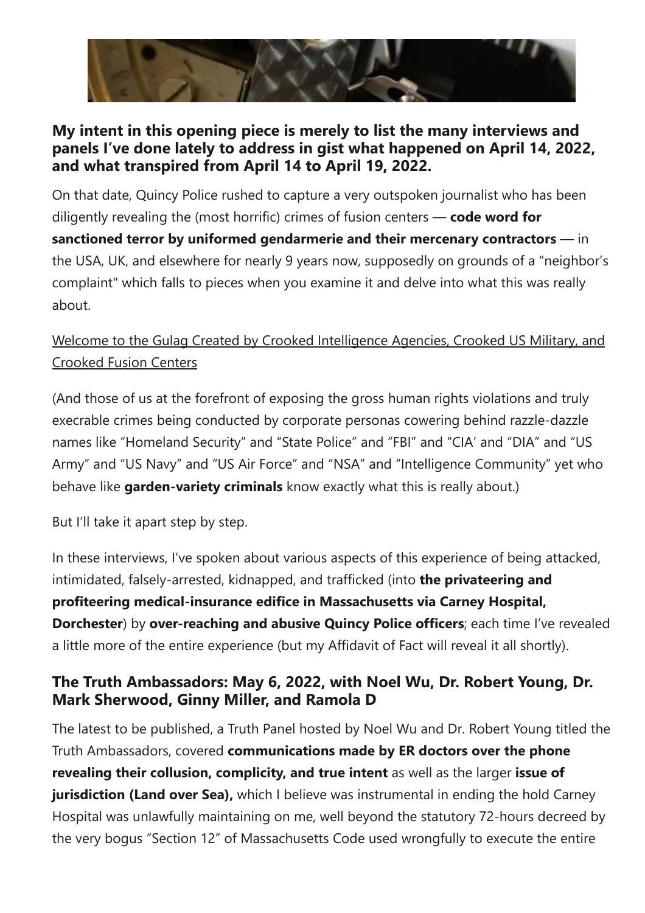### **My intent in this opening piece is merely to list the many interviews and panels I've done lately to address in gist what happened on April 14, 2022, and what transpired from April 14 to April 19, 2022.**

On that date, Quincy Police rushed to capture a very outspoken journalist who has been diligently revealing the (most horrific) crimes of fusion centers — **code word for sanctioned terror by uniformed gendarmerie and their mercenary contractors** — in the USA, UK, and elsewhere for nearly 9 years now, supposedly on grounds of a "neighbor's complaint" which falls to pieces when you examine it and delve into what this was really about.

Welcome to the Gulag Created by Crooked Intelligence Agencies, Crooked US Military, and Crooked Fusion Centers

(And those of us at the forefront of exposing the gross human rights violations and truly execrable crimes being conducted by corporate personas cowering behind razzle-dazzle names like "Homeland Security" and "State Police" and "FBI" and "CIA' and "DIA" and "US Army" and "US Navy" and "US Air Force" and "NSA" and "Intelligence Community" yet who behave like **garden-variety criminals** know exactly what this is really about.)

But I'll take it apart step by step.

In these interviews, I've spoken about various aspects of this experience of being attacked, intimidated, falsely-arrested, kidnapped, and trafficked (into **the privateering and profiteering medical-insurance edifice in Massachusetts via Carney Hospital, Dorchester**) by **over-reaching and abusive Quincy Police officers**; each time I've revealed a little more of the entire experience (but my Affidavit of Fact will reveal it all shortly).

### **The Truth Ambassadors: May 6, 2022, with Noel Wu, Dr. Robert Young, Dr. Mark Sherwood, Ginny Miller, and Ramola D**

The latest to be published, a Truth Panel hosted by Noel Wu and Dr. Robert Young titled the Truth Ambassadors, covered **communications made by ER doctors over the phone revealing their collusion, complicity, and true intent** as well as the larger **issue of jurisdiction (Land over Sea),** which I believe was instrumental in ending the hold Carney Hospital was unlawfully maintaining on me, well beyond the statutory 72-hours decreed by the very bogus "Section 12" of Massachusetts Code used wrongfully to execute the entire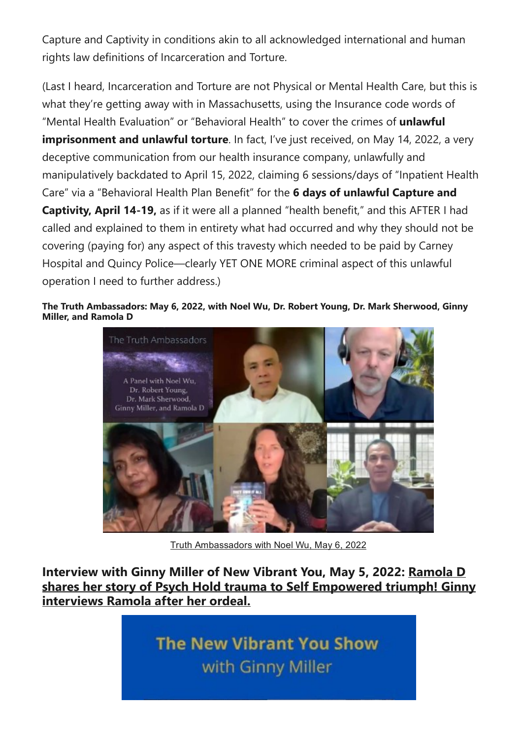Capture and Captivity in conditions akin to all acknowledged international and human rights law definitions of Incarceration and Torture.

(Last I heard, Incarceration and Torture are not Physical or Mental Health Care, but this is what they're getting away with in Massachusetts, using the Insurance code words of "Mental Health Evaluation" or "Behavioral Health" to cover the crimes of **unlawful imprisonment and unlawful torture**. In fact, I've just received, on May 14, 2022, a very deceptive communication from our health insurance company, unlawfully and manipulatively backdated to April 15, 2022, claiming 6 sessions/days of "Inpatient Health Care" via a "Behavioral Health Plan Benefit" for the **6 days of unlawful Capture and Captivity, April 14-19,** as if it were all a planned "health benefit," and this AFTER I had called and explained to them in entirety what had occurred and why they should not be covering (paying for) any aspect of this travesty which needed to be paid by Carney Hospital and Quincy Police—clearly YET ONE MORE criminal aspect of this unlawful operation I need to further address.)

**The Truth Ambassadors: May 6, 2022, with Noel Wu, Dr. Robert Young, Dr. Mark Sherwood, Ginny Miller, and Ramola D**

Truth Ambassadors with Noel Wu, May 6, 2022

### Interview with Ginny Miller of New Vibrant You, May 5, 2022: Ramola D shares her story of Psych Hold trauma to Self Empowered triumph! Ginny interviews Ramola after her ordeal.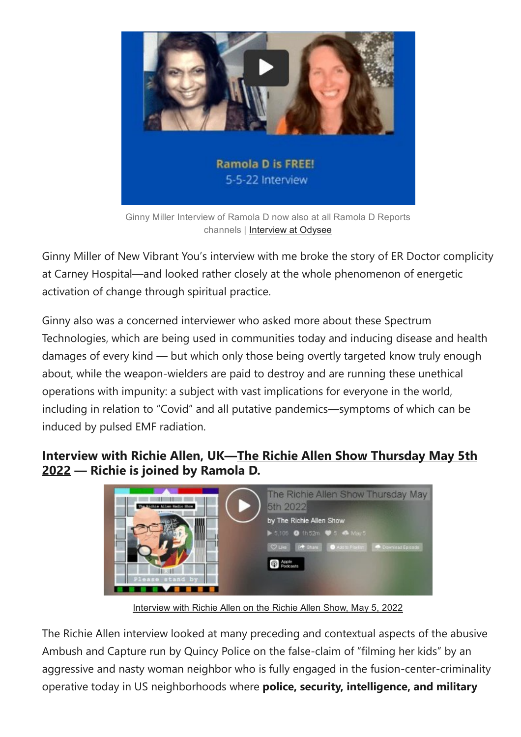Ginny Miller Interview of Ramola D now also at all Ramola D Reports channels | Interview at Odysee

Ginny Miller of New Vibrant You's interview with me broke the story of ER Doctor complicity at Carney Hospital—and looked rather closely at the whole phenomenon of energetic activation of change through spiritual practice.

Ginny also was a concerned interviewer who asked more about these Spectrum Technologies, which are being used in communities today and inducing disease and health damages of every kind — but which only those being overtly targeted know truly enough about, while the weapon-wielders are paid to destroy and are running these unethical operations with impunity: a subject with vast implications for everyone in the world, including in relation to "Covid" and all putative pandemics—symptoms of which can be induced by pulsed EMF radiation.

### Interview with Richie Allen, UK—The Richie Allen Show Thursday May 5th 2022 — Richie is joined by Ramola D.

Interview with Richie Allen on the Richie Allen Show, May 5, 2022

The Richie Allen interview looked at many preceding and contextual aspects of the abusive Ambush and Capture run by Quincy Police on the false-claim of "filming her kids" by an aggressive and nasty woman neighbor who is fully engaged in the fusion-center-criminality operative today in US neighborhoods where **police, security, intelligence, and military**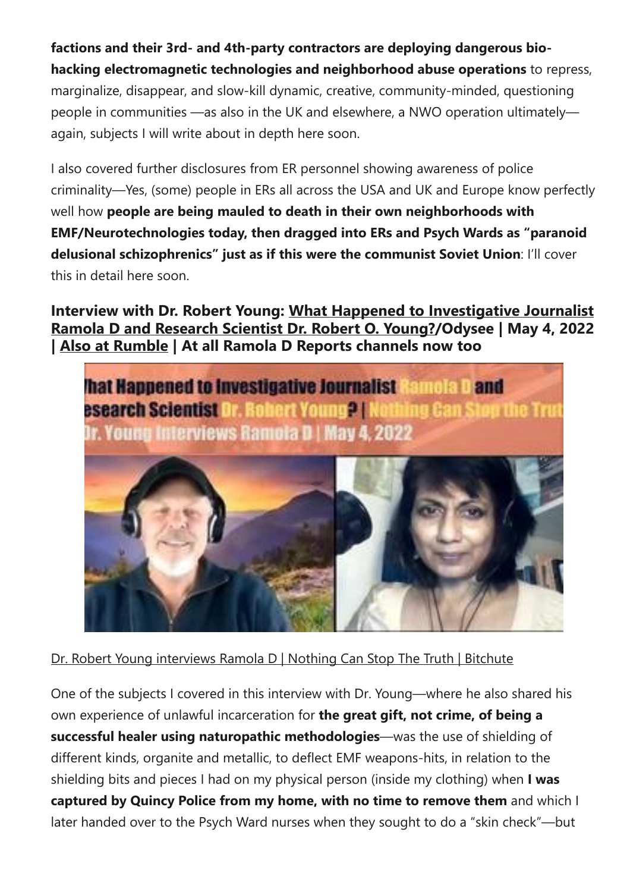**factions and their 3rd- and 4th-party contractors are deploying dangerous bio-hacking electromagnetic technologies and neighborhood abuse operations** to repress, marginalize, disappear, and slow-kill dynamic, creative, community-minded, questioning people in communities —as also in the UK and elsewhere, a NWO operation ultimately—again, subjects I will write about in depth here soon.

I also covered further disclosures from ER personnel showing awareness of police criminality—Yes, (some) people in ERs all across the USA and UK and Europe know perfectly well how **people are being mauled to death in their own neighborhoods with EMF/Neurotechnologies today, then dragged into ERs and Psych Wards as "paranoid delusional schizophrenics" just as if this were the communist Soviet Union**: I'll cover this in detail here soon.

### Interview with Dr. Robert Young: What Happened to Investigative Journalist Ramola D and Research Scientist Dr. Robert O. Young?/Odysee | May 4, 2022 | Also at Rumble | At all Ramola D Reports channels now too

Dr. Robert Young interviews Ramola D | Nothing Can Stop The Truth | Bitchute

One of the subjects I covered in this interview with Dr. Young—where he also shared his own experience of unlawful incarceration for **the great gift, not crime, of being a successful healer using naturopathic methodologies**—was the use of shielding of different kinds, organite and metallic, to deflect EMF weapons-hits, in relation to the shielding bits and pieces I had on my physical person (inside my clothing) when **I was captured by Quincy Police from my home, with no time to remove them** and which I later handed over to the Psych Ward nurses when they sought to do a "skin check"—but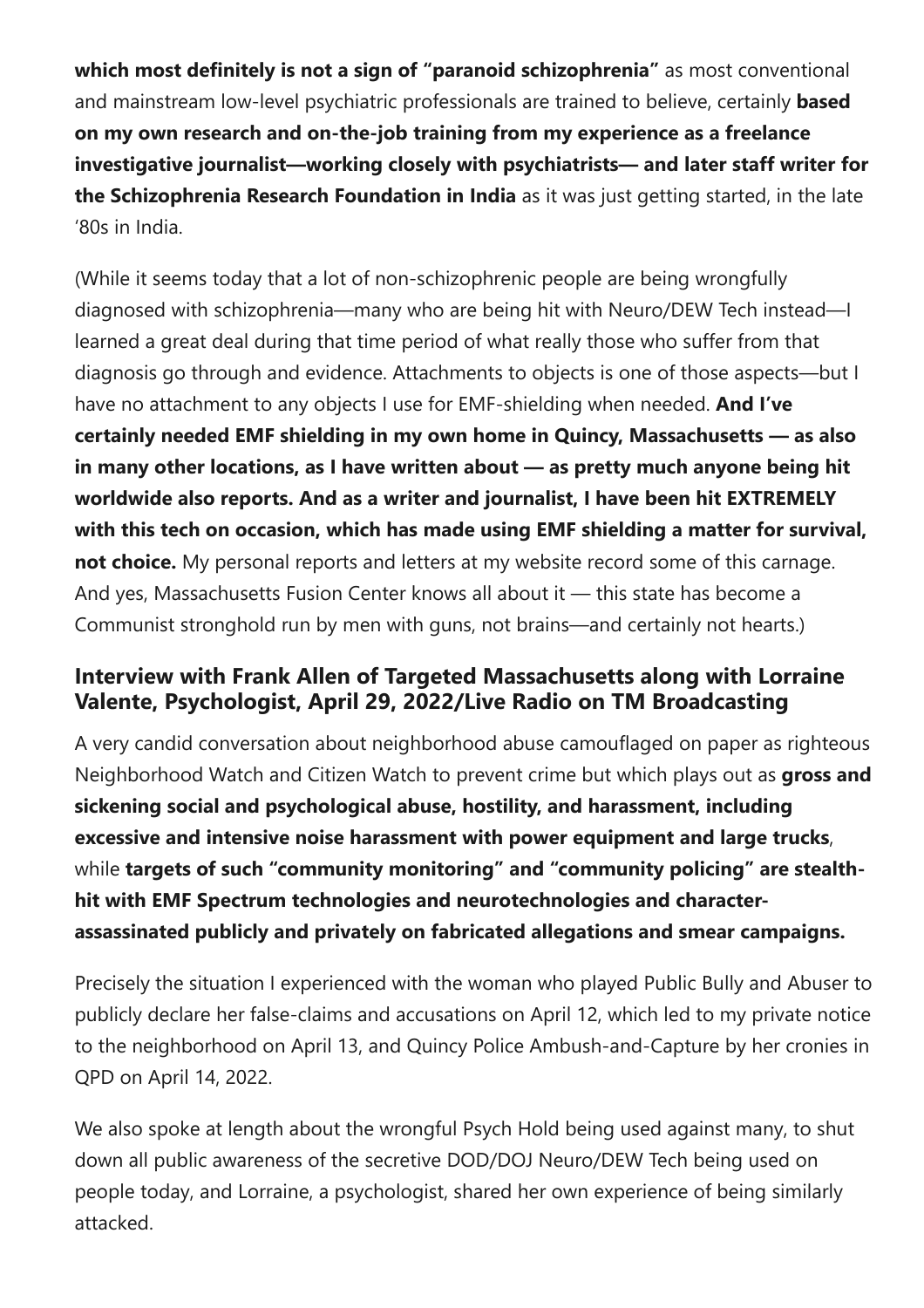**which most definitely is not a sign of "paranoid schizophrenia"** as most conventional and mainstream low-level psychiatric professionals are trained to believe, certainly **based on my own research and on-the-job training from my experience as a freelance investigative journalist—working closely with psychiatrists— and later staff writer for the Schizophrenia Research Foundation in India** as it was just getting started, in the late '80s in India.

(While it seems today that a lot of non-schizophrenic people are being wrongfully diagnosed with schizophrenia—many who are being hit with Neuro/DEW Tech instead—I learned a great deal during that time period of what really those who suffer from that diagnosis go through and evidence. Attachments to objects is one of those aspects—but I have no attachment to any objects I use for EMF-shielding when needed. **And I've certainly needed EMF shielding in my own home in Quincy, Massachusetts — as also in many other locations, as I have written about — as pretty much anyone being hit worldwide also reports. And as a writer and journalist, I have been hit EXTREMELY with this tech on occasion, which has made using EMF shielding a matter for survival, not choice.** My personal reports and letters at my website record some of this carnage. And yes, Massachusetts Fusion Center knows all about it — this state has become a Communist stronghold run by men with guns, not brains—and certainly not hearts.)

### Interview with Frank Allen of Targeted Massachusetts along with Lorraine Valente, Psychologist, April 29, 2022/Live Radio on TM Broadcasting

A very candid conversation about neighborhood abuse camouflaged on paper as righteous Neighborhood Watch and Citizen Watch to prevent crime but which plays out as **gross and sickening social and psychological abuse, hostility, and harassment, including excessive and intensive noise harassment with power equipment and large trucks**, while **targets of such "community monitoring" and "community policing" are stealth-hit with EMF Spectrum technologies and neurotechnologies and character-assassinated publicly and privately on fabricated allegations and smear campaigns.**

Precisely the situation I experienced with the woman who played Public Bully and Abuser to publicly declare her false-claims and accusations on April 12, which led to my private notice to the neighborhood on April 13, and Quincy Police Ambush-and-Capture by her cronies in QPD on April 14, 2022.

We also spoke at length about the wrongful Psych Hold being used against many, to shut down all public awareness of the secretive DOD/DOJ Neuro/DEW Tech being used on people today, and Lorraine, a psychologist, shared her own experience of being similarly attacked.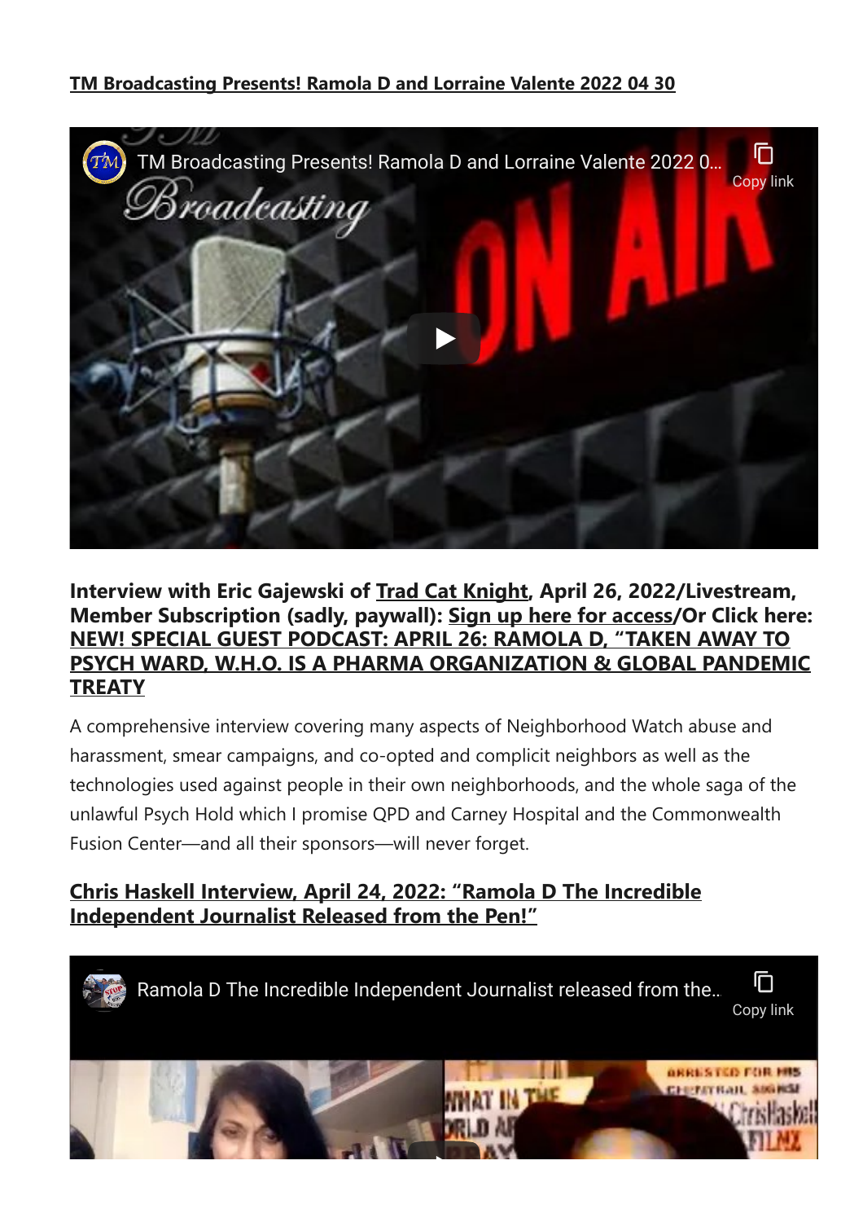**TM Broadcasting Presents! Ramola D and Lorraine Valente 2022 04 30**

### Interview with Eric Gajewski of Trad Cat Knight, April 26, 2022/Livestream, Member Subscription (sadly, paywall): Sign up here for access/Or Click here: NEW! SPECIAL GUEST PODCAST: APRIL 26: RAMOLA D, "TAKEN AWAY TO PSYCH WARD, W.H.O. IS A PHARMA ORGANIZATION & GLOBAL PANDEMIC TREATY

A comprehensive interview covering many aspects of Neighborhood Watch abuse and harassment, smear campaigns, and co-opted and complicit neighbors as well as the technologies used against people in their own neighborhoods, and the whole saga of the unlawful Psych Hold which I promise QPD and Carney Hospital and the Commonwealth Fusion Center—and all their sponsors—will never forget.

### Chris Haskell Interview, April 24, 2022: "Ramola D The Incredible Independent Journalist Released from the Pen!"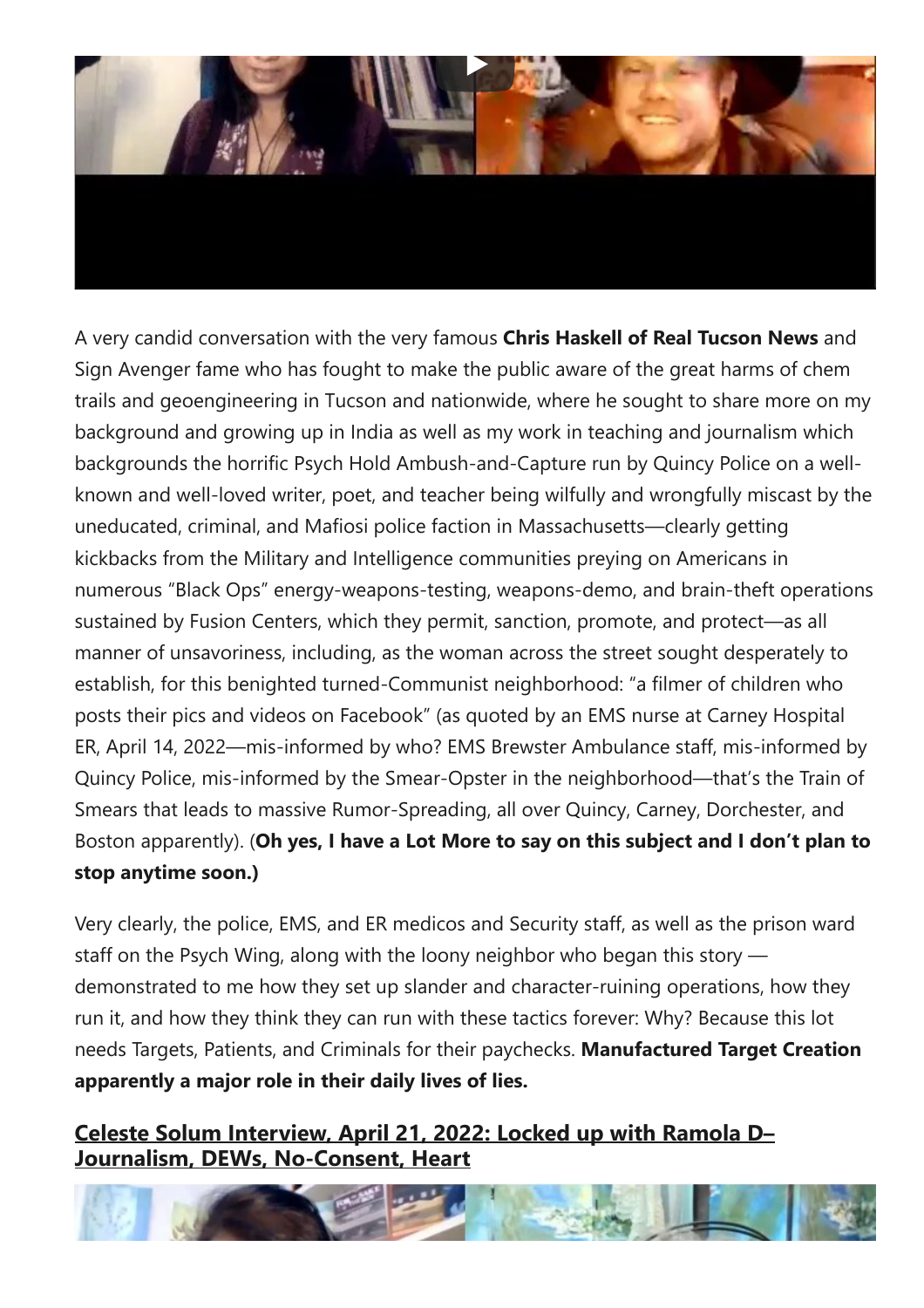A very candid conversation with the very famous **Chris Haskell of Real Tucson News** and Sign Avenger fame who has fought to make the public aware of the great harms of chem trails and geoengineering in Tucson and nationwide, where he sought to share more on my background and growing up in India as well as my work in teaching and journalism which backgrounds the horrific Psych Hold Ambush-and-Capture run by Quincy Police on a well-known and well-loved writer, poet, and teacher being wilfully and wrongfully miscast by the uneducated, criminal, and Mafiosi police faction in Massachusetts—clearly getting kickbacks from the Military and Intelligence communities preying on Americans in numerous "Black Ops" energy-weapons-testing, weapons-demo, and brain-theft operations sustained by Fusion Centers, which they permit, sanction, promote, and protect—as all manner of unsavoriness, including, as the woman across the street sought desperately to establish, for this benighted turned-Communist neighborhood: "a filmer of children who posts their pics and videos on Facebook" (as quoted by an EMS nurse at Carney Hospital ER, April 14, 2022—mis-informed by who? EMS Brewster Ambulance staff, mis-informed by Quincy Police, mis-informed by the Smear-Opster in the neighborhood—that's the Train of Smears that leads to massive Rumor-Spreading, all over Quincy, Carney, Dorchester, and Boston apparently). (**Oh yes, I have a Lot More to say on this subject and I don't plan to stop anytime soon.)**

Very clearly, the police, EMS, and ER medicos and Security staff, as well as the prison ward staff on the Psych Wing, along with the loony neighbor who began this story — demonstrated to me how they set up slander and character-ruining operations, how they run it, and how they think they can run with these tactics forever: Why? Because this lot needs Targets, Patients, and Criminals for their paychecks. **Manufactured Target Creation apparently a major role in their daily lives of lies.**

## Celeste Solum Interview, April 21, 2022: Locked up with Ramola D– Journalism, DEWs, No-Consent, Heart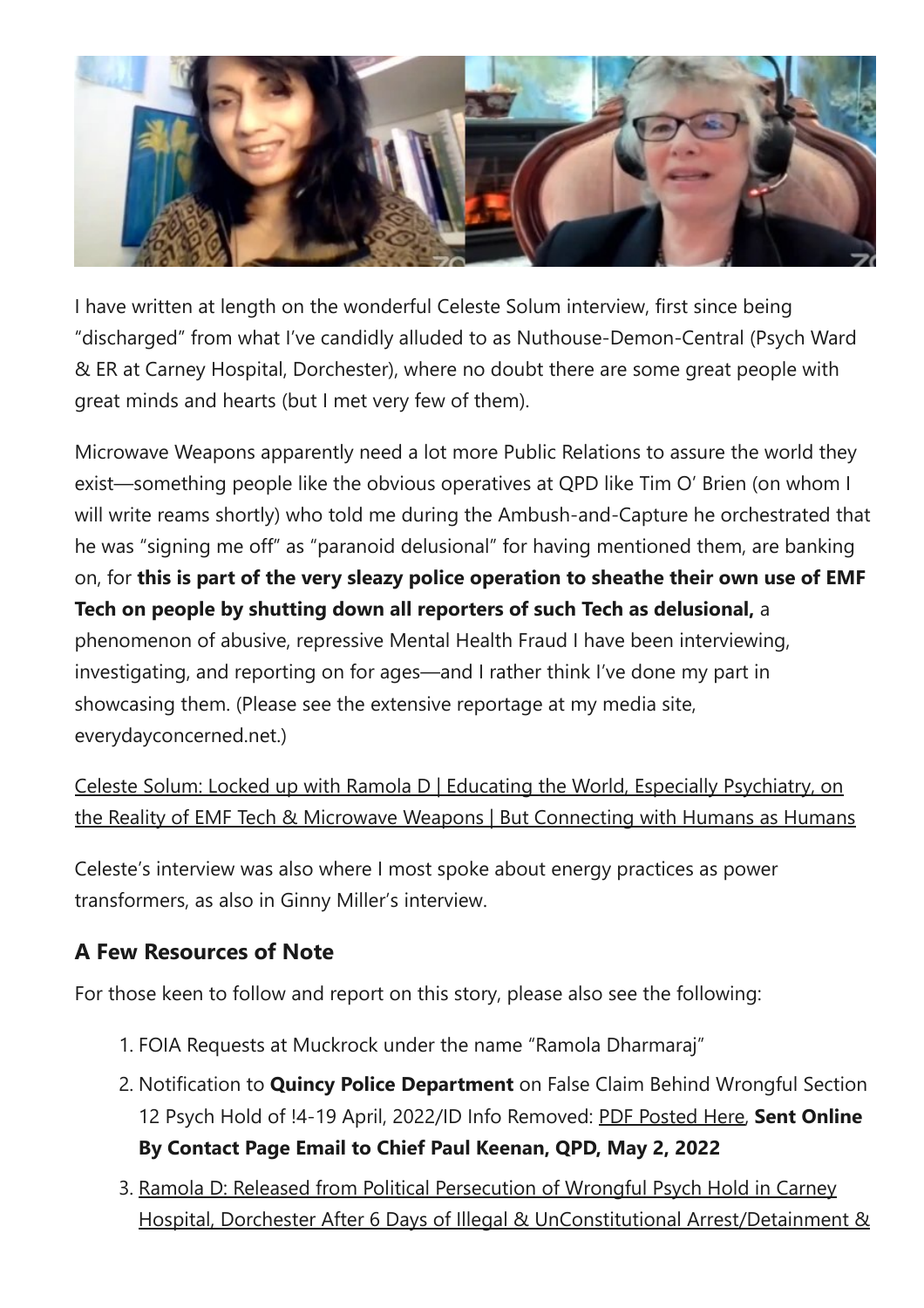I have written at length on the wonderful Celeste Solum interview, first since being "discharged" from what I've candidly alluded to as Nuthouse-Demon-Central (Psych Ward & ER at Carney Hospital, Dorchester), where no doubt there are some great people with great minds and hearts (but I met very few of them).

Microwave Weapons apparently need a lot more Public Relations to assure the world they exist—something people like the obvious operatives at QPD like Tim O' Brien (on whom I will write reams shortly) who told me during the Ambush-and-Capture he orchestrated that he was "signing me off" as "paranoid delusional" for having mentioned them, are banking on, for **this is part of the very sleazy police operation to sheathe their own use of EMF Tech on people by shutting down all reporters of such Tech as delusional,** a phenomenon of abusive, repressive Mental Health Fraud I have been interviewing, investigating, and reporting on for ages—and I rather think I've done my part in showcasing them. (Please see the extensive reportage at my media site, everydayconcerned.net.)

Celeste Solum: Locked up with Ramola D | Educating the World, Especially Psychiatry, on the Reality of EMF Tech & Microwave Weapons | But Connecting with Humans as Humans

Celeste's interview was also where I most spoke about energy practices as power transformers, as also in Ginny Miller's interview.

## A Few Resources of Note

For those keen to follow and report on this story, please also see the following:

1. FOIA Requests at Muckrock under the name "Ramola Dharmaraj"
2. Notification to **Quincy Police Department** on False Claim Behind Wrongful Section 12 Psych Hold of !4-19 April, 2022/ID Info Removed: PDF Posted Here, **Sent Online By Contact Page Email to Chief Paul Keenan, QPD, May 2, 2022**
3. Ramola D: Released from Political Persecution of Wrongful Psych Hold in Carney Hospital, Dorchester After 6 Days of Illegal & UnConstitutional Arrest/Detainment &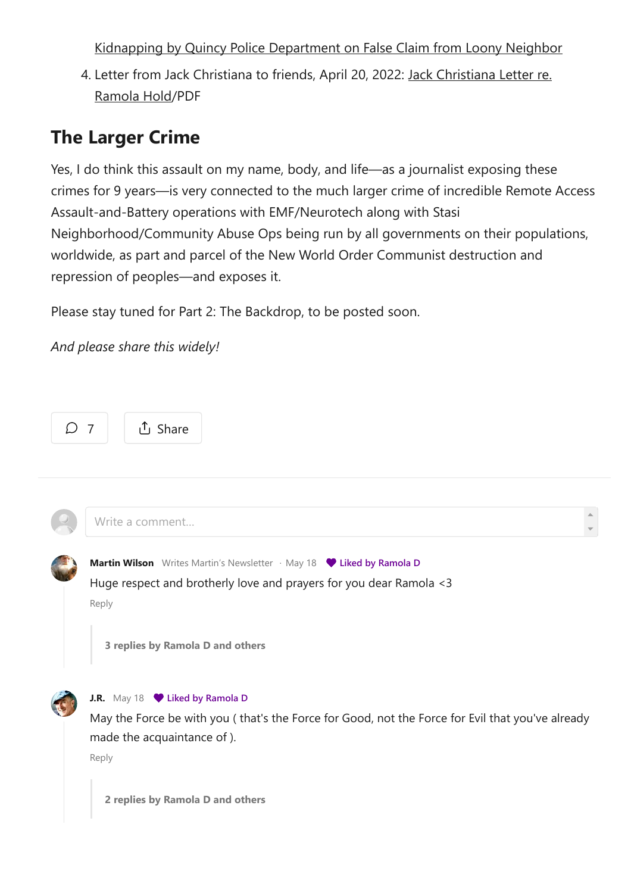[Kidnapping by Quincy Police Department on False Claim from Loony Neighbor]

4. Letter from Jack Christiana to friends, April 20, 2022: Jack Christiana Letter re. Ramola Hold/PDF

## The Larger Crime

Yes, I do think this assault on my name, body, and life—as a journalist exposing these crimes for 9 years—is very connected to the much larger crime of incredible Remote Access Assault-and-Battery operations with EMF/Neurotech along with Stasi Neighborhood/Community Abuse Ops being run by all governments on their populations, worldwide, as part and parcel of the New World Order Communist destruction and repression of peoples—and exposes it.

Please stay tuned for Part 2: The Backdrop, to be posted soon.

*And please share this widely!*

7

Share

Write a comment...

**Martin Wilson** Writes Martin's Newsletter · May 18 Liked by Ramola D

Huge respect and brotherly love and prayers for you dear Ramola <3

Reply

**3 replies by Ramola D and others**

**J.R.** May 18 Liked by Ramola D

May the Force be with you ( that's the Force for Good, not the Force for Evil that you've already made the acquaintance of ).

Reply

**2 replies by Ramola D and others**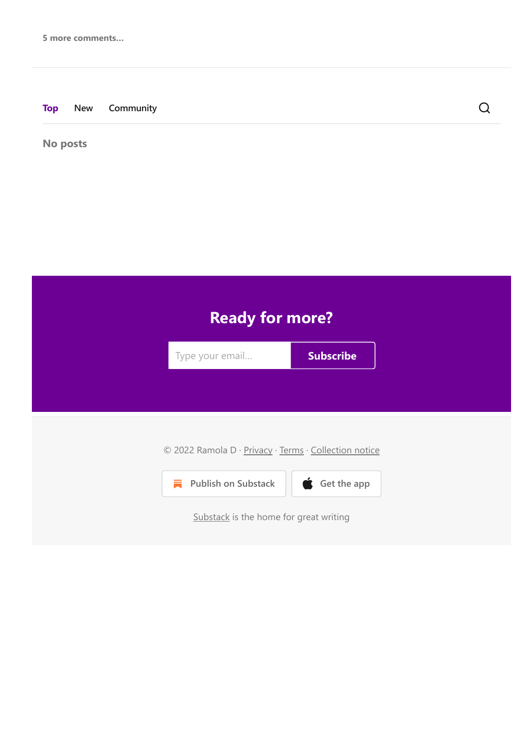5 more comments...

Top New Community

No posts

## Ready for more?

Type your email... Subscribe

© 2022 Ramola D · Privacy · Terms · Collection notice

Publish on Substack Get the app

Substack is the home for great writing